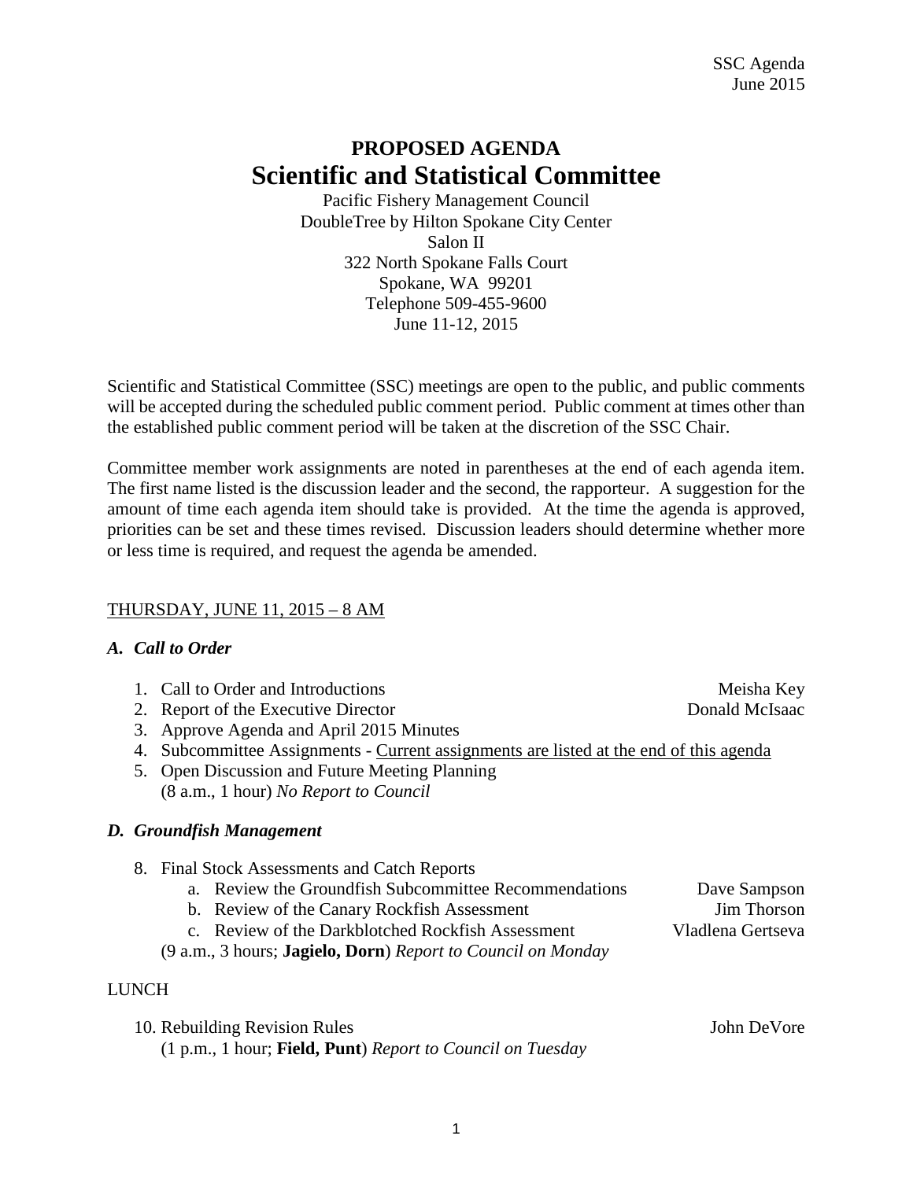# PROPOSED AGENDA

## Scientific and Statistical Committee

Pacific Fishery Management Council
DoubleTree by Hilton Spokane City Center
Salon II
322 North Spokane Falls Court
Spokane, WA 99201
Telephone 509-455-9600
June 11-12, 2015

Scientific and Statistical Committee (SSC) meetings are open to the public, and public comments will be accepted during the scheduled public comment period. Public comment at times other than the established public comment period will be taken at the discretion of the SSC Chair.

Committee member work assignments are noted in parentheses at the end of each agenda item. The first name listed is the discussion leader and the second, the rapporteur. A suggestion for the amount of time each agenda item should take is provided. At the time the agenda is approved, priorities can be set and these times revised. Discussion leaders should determine whether more or less time is required, and request the agenda be amended.

<u>THURSDAY, JUNE 11, 2015 – 8 AM</u>

### *A. Call to Order*

1. Call to Order and Introductions — Meisha Key
2. Report of the Executive Director — Donald McIsaac
3. Approve Agenda and April 2015 Minutes
4. Subcommittee Assignments - <u>Current assignments are listed at the end of this agenda</u>
5. Open Discussion and Future Meeting Planning
   (8 a.m., 1 hour) *No Report to Council*

### *D. Groundfish Management*

8. Final Stock Assessments and Catch Reports
   a. Review the Groundfish Subcommittee Recommendations — Dave Sampson
   b. Review of the Canary Rockfish Assessment — Jim Thorson
   c. Review of the Darkblotched Rockfish Assessment — Vladlena Gertseva
   (9 a.m., 3 hours; **Jagielo, Dorn**) *Report to Council on Monday*

LUNCH

10. Rebuilding Revision Rules — John DeVore
    (1 p.m., 1 hour; **Field, Punt**) *Report to Council on Tuesday*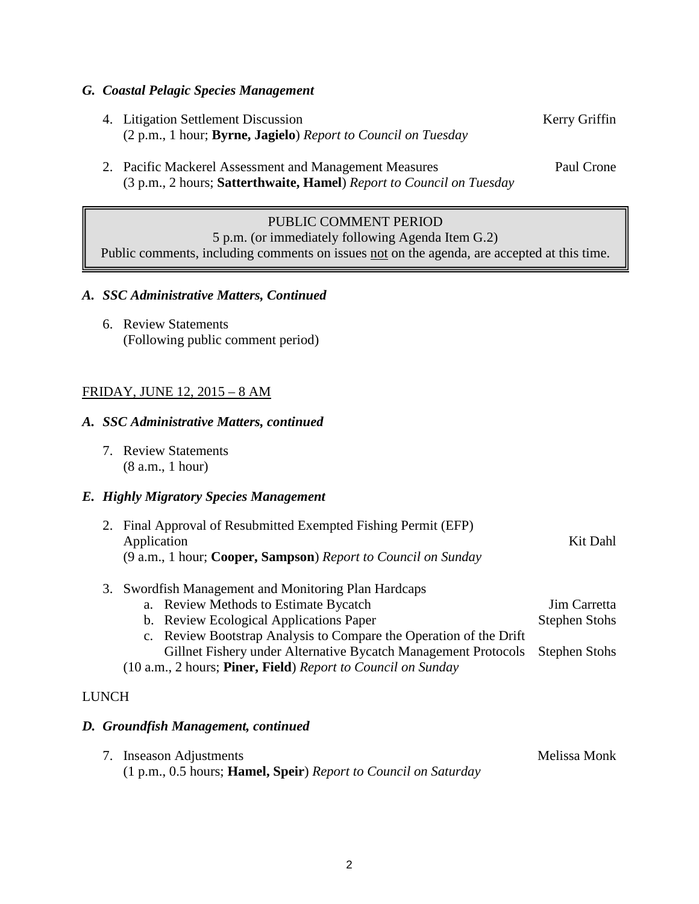### *G. Coastal Pelagic Species Management*

4. Litigation Settlement Discussion — Kerry Griffin
   (2 p.m., 1 hour; **Byrne, Jagielo**) *Report to Council on Tuesday*

2. Pacific Mackerel Assessment and Management Measures — Paul Crone
   (3 p.m., 2 hours; **Satterthwaite, Hamel**) *Report to Council on Tuesday*

> PUBLIC COMMENT PERIOD
> 5 p.m. (or immediately following Agenda Item G.2)
> Public comments, including comments on issues not on the agenda, are accepted at this time.

### *A. SSC Administrative Matters, Continued*

6. Review Statements
   (Following public comment period)

FRIDAY, JUNE 12, 2015 – 8 AM

### *A. SSC Administrative Matters, continued*

7. Review Statements
   (8 a.m., 1 hour)

### *E. Highly Migratory Species Management*

2. Final Approval of Resubmitted Exempted Fishing Permit (EFP) Application — Kit Dahl
   (9 a.m., 1 hour; **Cooper, Sampson**) *Report to Council on Sunday*

3. Swordfish Management and Monitoring Plan Hardcaps
   a. Review Methods to Estimate Bycatch — Jim Carretta
   b. Review Ecological Applications Paper — Stephen Stohs
   c. Review Bootstrap Analysis to Compare the Operation of the Drift Gillnet Fishery under Alternative Bycatch Management Protocols — Stephen Stohs

   (10 a.m., 2 hours; **Piner, Field**) *Report to Council on Sunday*

LUNCH

### *D. Groundfish Management, continued*

7. Inseason Adjustments — Melissa Monk
   (1 p.m., 0.5 hours; **Hamel, Speir**) *Report to Council on Saturday*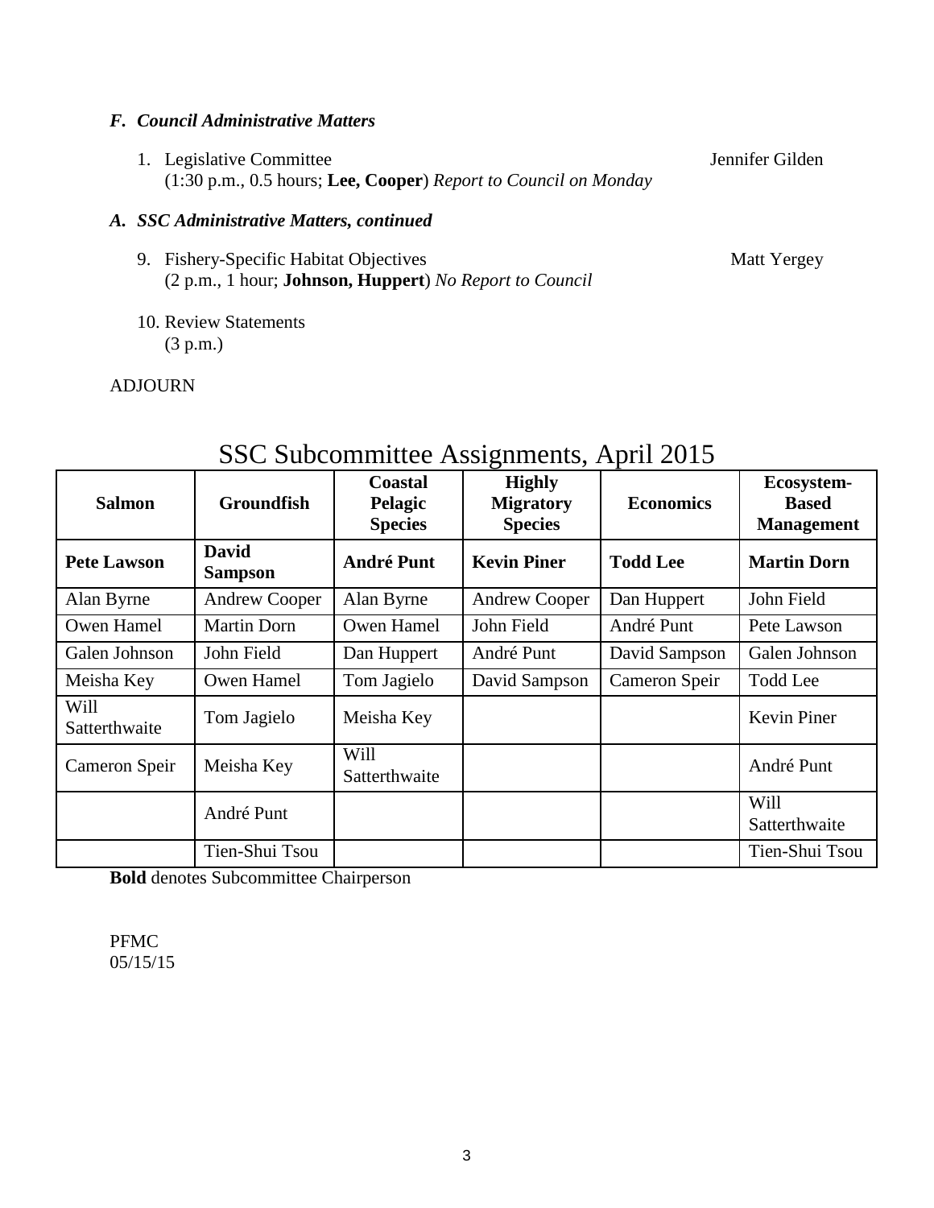***F. Council Administrative Matters***

1. Legislative Committee — Jennifer Gilden
   (1:30 p.m., 0.5 hours; **Lee, Cooper**) *Report to Council on Monday*

***A. SSC Administrative Matters, continued***

9. Fishery-Specific Habitat Objectives — Matt Yergey
   (2 p.m., 1 hour; **Johnson, Huppert**) *No Report to Council*

10. Review Statements
    (3 p.m.)

ADJOURN

# SSC Subcommittee Assignments, April 2015

| Salmon | Groundfish | Coastal Pelagic Species | Highly Migratory Species | Economics | Ecosystem-Based Management |
|---|---|---|---|---|---|
| **Pete Lawson** | **David Sampson** | **André Punt** | **Kevin Piner** | **Todd Lee** | **Martin Dorn** |
| Alan Byrne | Andrew Cooper | Alan Byrne | Andrew Cooper | Dan Huppert | John Field |
| Owen Hamel | Martin Dorn | Owen Hamel | John Field | André Punt | Pete Lawson |
| Galen Johnson | John Field | Dan Huppert | André Punt | David Sampson | Galen Johnson |
| Meisha Key | Owen Hamel | Tom Jagielo | David Sampson | Cameron Speir | Todd Lee |
| Will Satterthwaite | Tom Jagielo | Meisha Key | | | Kevin Piner |
| Cameron Speir | Meisha Key | Will Satterthwaite | | | André Punt |
| | André Punt | | | | Will Satterthwaite |
| | Tien-Shui Tsou | | | | Tien-Shui Tsou |

**Bold** denotes Subcommittee Chairperson

PFMC
05/15/15